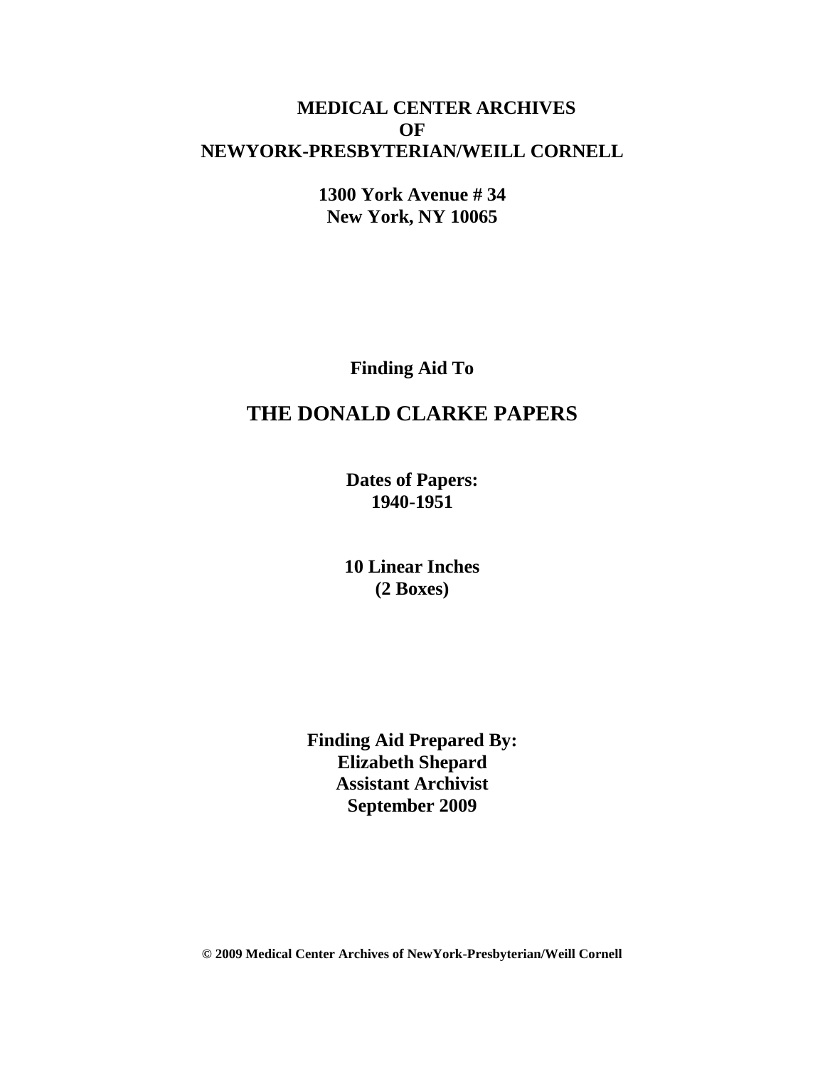**MEDICAL CENTER ARCHIVES**
**OF**
**NEWYORK-PRESBYTERIAN/WEILL CORNELL**

**1300 York Avenue # 34**
**New York, NY 10065**

**Finding Aid To**

# THE DONALD CLARKE PAPERS

**Dates of Papers:**
**1940-1951**

**10 Linear Inches**
**(2 Boxes)**

**Finding Aid Prepared By:**
**Elizabeth Shepard**
**Assistant Archivist**
**September 2009**

**© 2009 Medical Center Archives of NewYork-Presbyterian/Weill Cornell**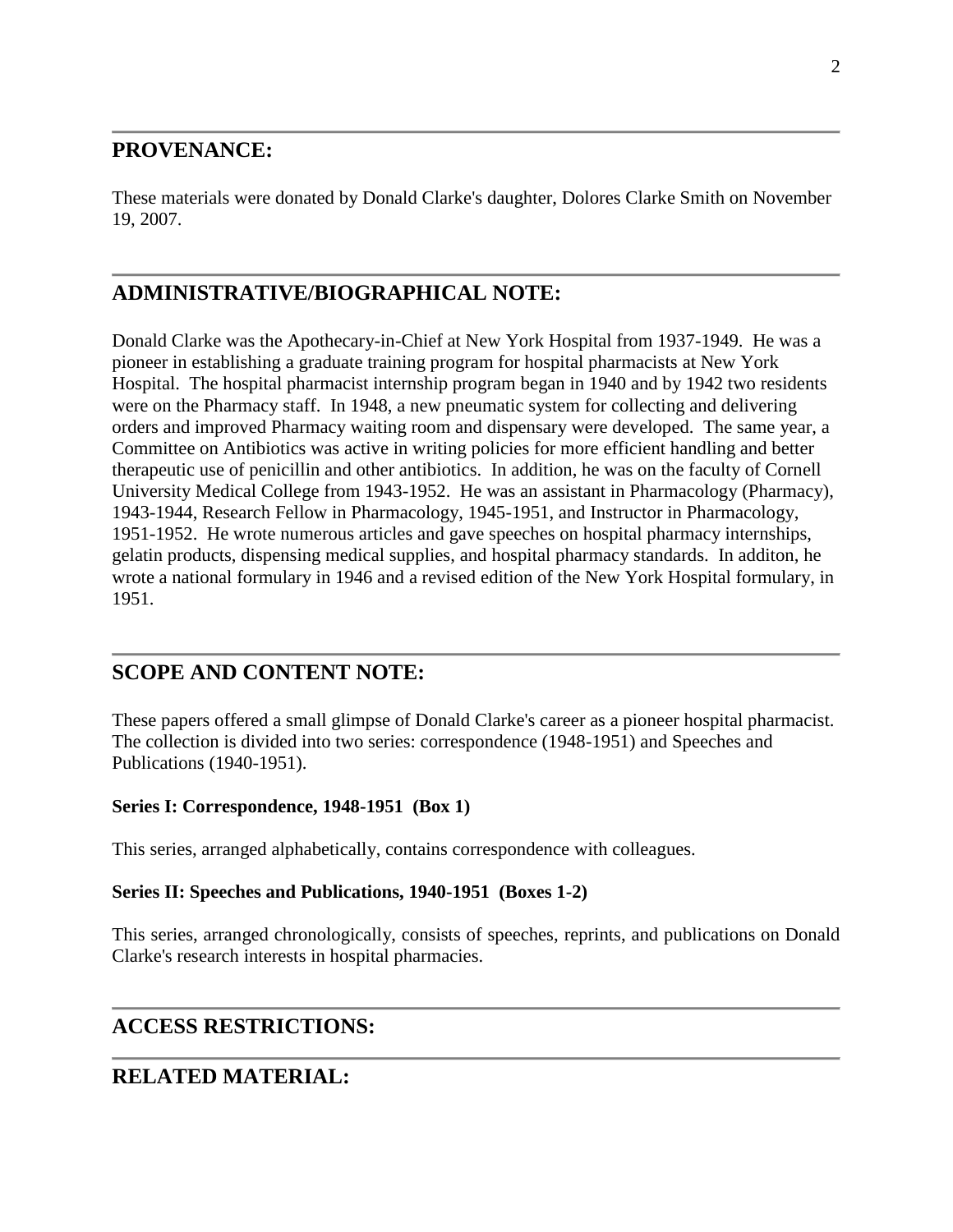## PROVENANCE:

These materials were donated by Donald Clarke's daughter, Dolores Clarke Smith on November 19, 2007.

## ADMINISTRATIVE/BIOGRAPHICAL NOTE:

Donald Clarke was the Apothecary-in-Chief at New York Hospital from 1937-1949. He was a pioneer in establishing a graduate training program for hospital pharmacists at New York Hospital. The hospital pharmacist internship program began in 1940 and by 1942 two residents were on the Pharmacy staff. In 1948, a new pneumatic system for collecting and delivering orders and improved Pharmacy waiting room and dispensary were developed. The same year, a Committee on Antibiotics was active in writing policies for more efficient handling and better therapeutic use of penicillin and other antibiotics. In addition, he was on the faculty of Cornell University Medical College from 1943-1952. He was an assistant in Pharmacology (Pharmacy), 1943-1944, Research Fellow in Pharmacology, 1945-1951, and Instructor in Pharmacology, 1951-1952. He wrote numerous articles and gave speeches on hospital pharmacy internships, gelatin products, dispensing medical supplies, and hospital pharmacy standards. In additon, he wrote a national formulary in 1946 and a revised edition of the New York Hospital formulary, in 1951.

## SCOPE AND CONTENT NOTE:

These papers offered a small glimpse of Donald Clarke's career as a pioneer hospital pharmacist. The collection is divided into two series: correspondence (1948-1951) and Speeches and Publications (1940-1951).

**Series I: Correspondence, 1948-1951 (Box 1)**

This series, arranged alphabetically, contains correspondence with colleagues.

**Series II: Speeches and Publications, 1940-1951 (Boxes 1-2)**

This series, arranged chronologically, consists of speeches, reprints, and publications on Donald Clarke's research interests in hospital pharmacies.

## ACCESS RESTRICTIONS:

## RELATED MATERIAL: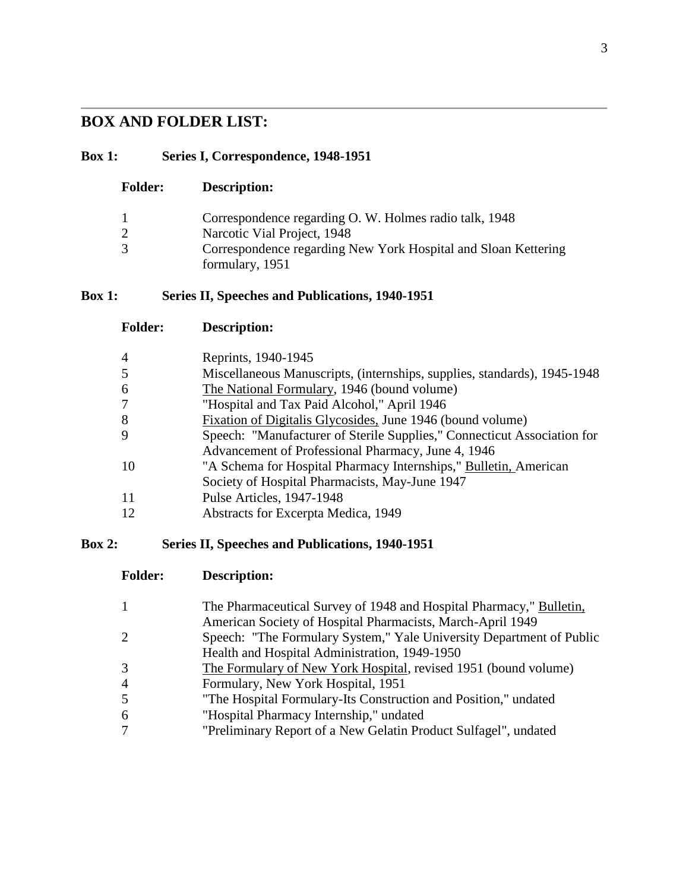## BOX AND FOLDER LIST:

### Box 1: Series I, Correspondence, 1948-1951

| Folder: | Description: |
|---|---|
| 1 | Correspondence regarding O. W. Holmes radio talk, 1948 |
| 2 | Narcotic Vial Project, 1948 |
| 3 | Correspondence regarding New York Hospital and Sloan Kettering formulary, 1951 |

### Box 1: Series II, Speeches and Publications, 1940-1951

| Folder: | Description: |
|---|---|
| 4 | Reprints, 1940-1945 |
| 5 | Miscellaneous Manuscripts, (internships, supplies, standards), 1945-1948 |
| 6 | The National Formulary, 1946 (bound volume) |
| 7 | "Hospital and Tax Paid Alcohol," April 1946 |
| 8 | Fixation of Digitalis Glycosides, June 1946 (bound volume) |
| 9 | Speech: "Manufacturer of Sterile Supplies," Connecticut Association for Advancement of Professional Pharmacy, June 4, 1946 |
| 10 | "A Schema for Hospital Pharmacy Internships," Bulletin, American Society of Hospital Pharmacists, May-June 1947 |
| 11 | Pulse Articles, 1947-1948 |
| 12 | Abstracts for Excerpta Medica, 1949 |

### Box 2: Series II, Speeches and Publications, 1940-1951

| Folder: | Description: |
|---|---|
| 1 | The Pharmaceutical Survey of 1948 and Hospital Pharmacy," Bulletin, American Society of Hospital Pharmacists, March-April 1949 |
| 2 | Speech: "The Formulary System," Yale University Department of Public Health and Hospital Administration, 1949-1950 |
| 3 | The Formulary of New York Hospital, revised 1951 (bound volume) |
| 4 | Formulary, New York Hospital, 1951 |
| 5 | "The Hospital Formulary-Its Construction and Position," undated |
| 6 | "Hospital Pharmacy Internship," undated |
| 7 | "Preliminary Report of a New Gelatin Product Sulfagel", undated |